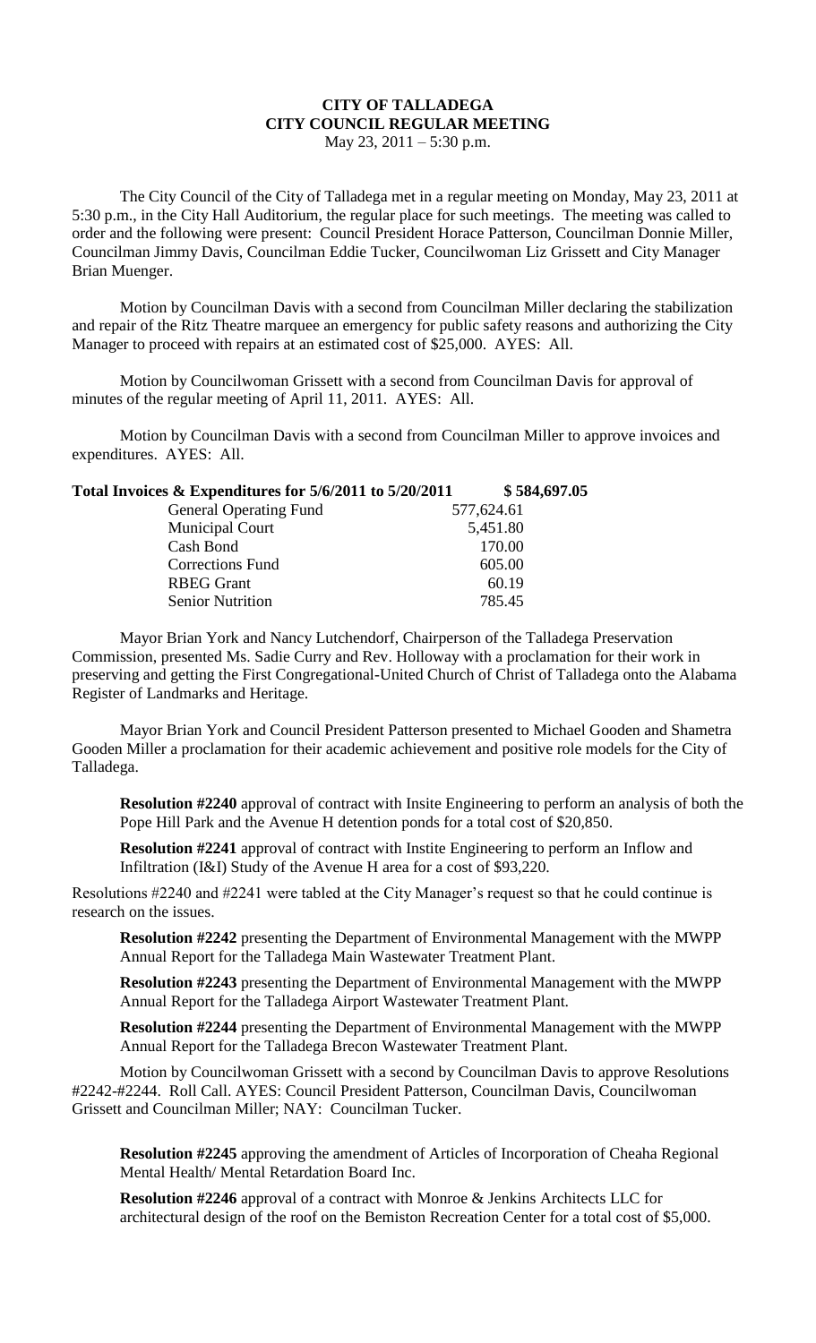# CITY OF TALLADEGA
# CITY COUNCIL REGULAR MEETING

May 23, 2011 – 5:30 p.m.

The City Council of the City of Talladega met in a regular meeting on Monday, May 23, 2011 at 5:30 p.m., in the City Hall Auditorium, the regular place for such meetings. The meeting was called to order and the following were present: Council President Horace Patterson, Councilman Donnie Miller, Councilman Jimmy Davis, Councilman Eddie Tucker, Councilwoman Liz Grissett and City Manager Brian Muenger.

Motion by Councilman Davis with a second from Councilman Miller declaring the stabilization and repair of the Ritz Theatre marquee an emergency for public safety reasons and authorizing the City Manager to proceed with repairs at an estimated cost of $25,000. AYES: All.

Motion by Councilwoman Grissett with a second from Councilman Davis for approval of minutes of the regular meeting of April 11, 2011. AYES: All.

Motion by Councilman Davis with a second from Councilman Miller to approve invoices and expenditures. AYES: All.

| **Total Invoices & Expenditures for 5/6/2011 to 5/20/2011** | **$ 584,697.05** |
|---|---|
| General Operating Fund | 577,624.61 |
| Municipal Court | 5,451.80 |
| Cash Bond | 170.00 |
| Corrections Fund | 605.00 |
| RBEG Grant | 60.19 |
| Senior Nutrition | 785.45 |

Mayor Brian York and Nancy Lutchendorf, Chairperson of the Talladega Preservation Commission, presented Ms. Sadie Curry and Rev. Holloway with a proclamation for their work in preserving and getting the First Congregational-United Church of Christ of Talladega onto the Alabama Register of Landmarks and Heritage.

Mayor Brian York and Council President Patterson presented to Michael Gooden and Shametra Gooden Miller a proclamation for their academic achievement and positive role models for the City of Talladega.

**Resolution #2240** approval of contract with Insite Engineering to perform an analysis of both the Pope Hill Park and the Avenue H detention ponds for a total cost of $20,850.

**Resolution #2241** approval of contract with Instite Engineering to perform an Inflow and Infiltration (I&I) Study of the Avenue H area for a cost of $93,220.

Resolutions #2240 and #2241 were tabled at the City Manager's request so that he could continue is research on the issues.

**Resolution #2242** presenting the Department of Environmental Management with the MWPP Annual Report for the Talladega Main Wastewater Treatment Plant.

**Resolution #2243** presenting the Department of Environmental Management with the MWPP Annual Report for the Talladega Airport Wastewater Treatment Plant.

**Resolution #2244** presenting the Department of Environmental Management with the MWPP Annual Report for the Talladega Brecon Wastewater Treatment Plant.

Motion by Councilwoman Grissett with a second by Councilman Davis to approve Resolutions #2242-#2244. Roll Call. AYES: Council President Patterson, Councilman Davis, Councilwoman Grissett and Councilman Miller; NAY: Councilman Tucker.

**Resolution #2245** approving the amendment of Articles of Incorporation of Cheaha Regional Mental Health/ Mental Retardation Board Inc.

**Resolution #2246** approval of a contract with Monroe & Jenkins Architects LLC for architectural design of the roof on the Bemiston Recreation Center for a total cost of $5,000.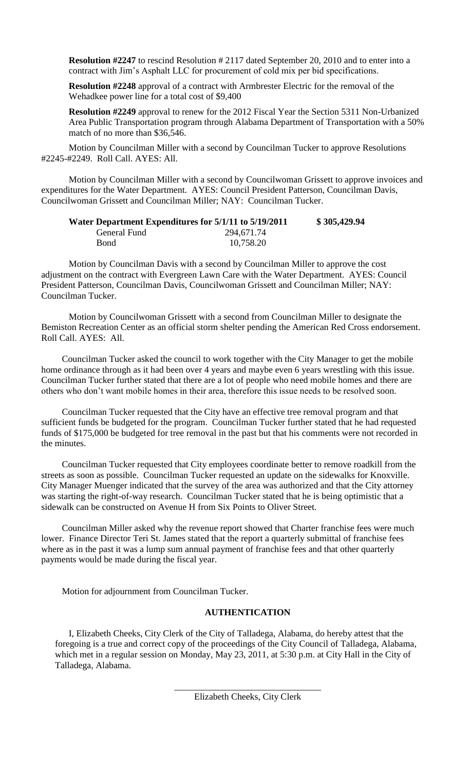**Resolution #2247** to rescind Resolution # 2117 dated September 20, 2010 and to enter into a contract with Jim's Asphalt LLC for procurement of cold mix per bid specifications.

**Resolution #2248** approval of a contract with Armbrester Electric for the removal of the Wehadkee power line for a total cost of $9,400

**Resolution #2249** approval to renew for the 2012 Fiscal Year the Section 5311 Non-Urbanized Area Public Transportation program through Alabama Department of Transportation with a 50% match of no more than $36,546.

Motion by Councilman Miller with a second by Councilman Tucker to approve Resolutions #2245-#2249. Roll Call. AYES: All.

Motion by Councilman Miller with a second by Councilwoman Grissett to approve invoices and expenditures for the Water Department. AYES: Council President Patterson, Councilman Davis, Councilwoman Grissett and Councilman Miller; NAY: Councilman Tucker.

| | | |
|---|---|---|
| **Water Department Expenditures for 5/1/11 to 5/19/2011** | | **$ 305,429.94** |
| General Fund | 294,671.74 | |
| Bond | 10,758.20 | |

Motion by Councilman Davis with a second by Councilman Miller to approve the cost adjustment on the contract with Evergreen Lawn Care with the Water Department. AYES: Council President Patterson, Councilman Davis, Councilwoman Grissett and Councilman Miller; NAY: Councilman Tucker.

Motion by Councilwoman Grissett with a second from Councilman Miller to designate the Bemiston Recreation Center as an official storm shelter pending the American Red Cross endorsement. Roll Call. AYES: All.

Councilman Tucker asked the council to work together with the City Manager to get the mobile home ordinance through as it had been over 4 years and maybe even 6 years wrestling with this issue. Councilman Tucker further stated that there are a lot of people who need mobile homes and there are others who don't want mobile homes in their area, therefore this issue needs to be resolved soon.

Councilman Tucker requested that the City have an effective tree removal program and that sufficient funds be budgeted for the program. Councilman Tucker further stated that he had requested funds of $175,000 be budgeted for tree removal in the past but that his comments were not recorded in the minutes.

Councilman Tucker requested that City employees coordinate better to remove roadkill from the streets as soon as possible. Councilman Tucker requested an update on the sidewalks for Knoxville. City Manager Muenger indicated that the survey of the area was authorized and that the City attorney was starting the right-of-way research. Councilman Tucker stated that he is being optimistic that a sidewalk can be constructed on Avenue H from Six Points to Oliver Street.

Councilman Miller asked why the revenue report showed that Charter franchise fees were much lower. Finance Director Teri St. James stated that the report a quarterly submittal of franchise fees where as in the past it was a lump sum annual payment of franchise fees and that other quarterly payments would be made during the fiscal year.

Motion for adjournment from Councilman Tucker.

## AUTHENTICATION

I, Elizabeth Cheeks, City Clerk of the City of Talladega, Alabama, do hereby attest that the foregoing is a true and correct copy of the proceedings of the City Council of Talladega, Alabama, which met in a regular session on Monday, May 23, 2011, at 5:30 p.m. at City Hall in the City of Talladega, Alabama.

\_\_\_\_\_\_\_\_\_\_\_\_\_\_\_\_\_\_\_\_\_\_\_\_\_\_\_\_\_\_\_\_

Elizabeth Cheeks, City Clerk